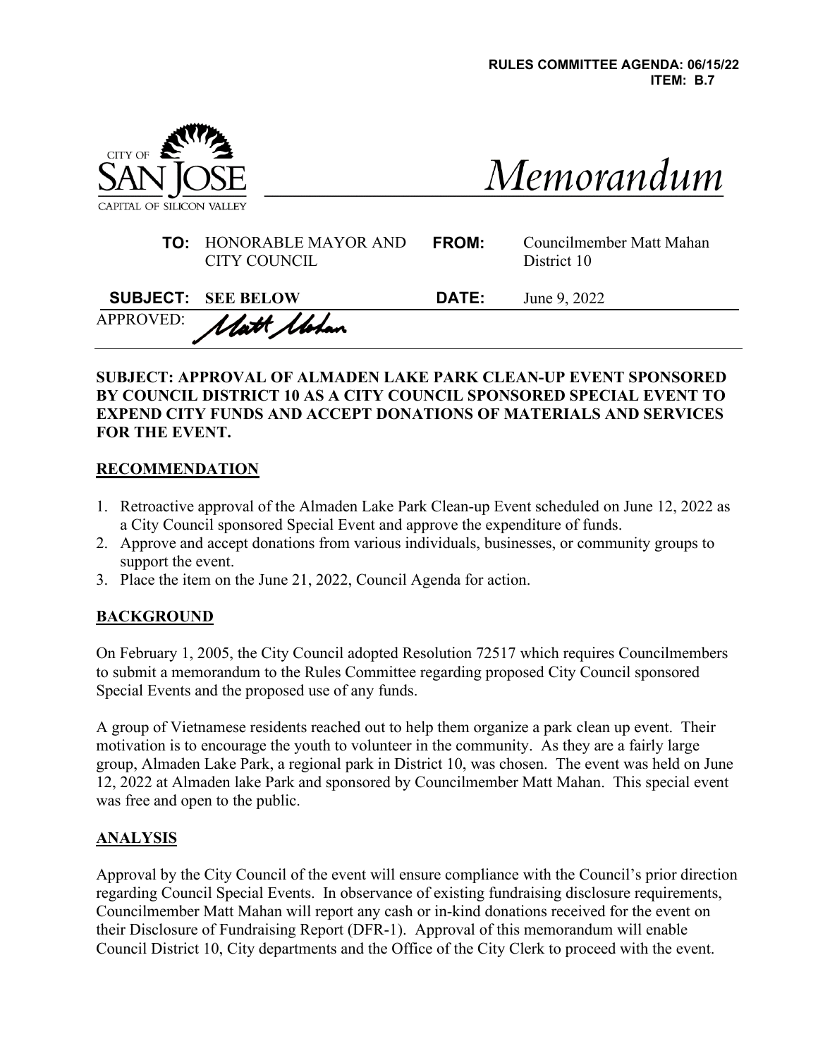**RULES COMMITTEE AGENDA: 06/15/22**
**ITEM: B.7**

CITY OF SAN JOSE
CAPITAL OF SILICON VALLEY

# Memorandum

| | | | |
|---|---|---|---|
| **TO:** | HONORABLE MAYOR AND CITY COUNCIL | **FROM:** | Councilmember Matt Mahan District 10 |
| **SUBJECT:** | **SEE BELOW** | **DATE:** | June 9, 2022 |

APPROVED: Matt Mahan

**SUBJECT: APPROVAL OF ALMADEN LAKE PARK CLEAN-UP EVENT SPONSORED BY COUNCIL DISTRICT 10 AS A CITY COUNCIL SPONSORED SPECIAL EVENT TO EXPEND CITY FUNDS AND ACCEPT DONATIONS OF MATERIALS AND SERVICES FOR THE EVENT.**

## RECOMMENDATION

1. Retroactive approval of the Almaden Lake Park Clean-up Event scheduled on June 12, 2022 as a City Council sponsored Special Event and approve the expenditure of funds.
2. Approve and accept donations from various individuals, businesses, or community groups to support the event.
3. Place the item on the June 21, 2022, Council Agenda for action.

## BACKGROUND

On February 1, 2005, the City Council adopted Resolution 72517 which requires Councilmembers to submit a memorandum to the Rules Committee regarding proposed City Council sponsored Special Events and the proposed use of any funds.

A group of Vietnamese residents reached out to help them organize a park clean up event. Their motivation is to encourage the youth to volunteer in the community. As they are a fairly large group, Almaden Lake Park, a regional park in District 10, was chosen. The event was held on June 12, 2022 at Almaden lake Park and sponsored by Councilmember Matt Mahan. This special event was free and open to the public.

## ANALYSIS

Approval by the City Council of the event will ensure compliance with the Council's prior direction regarding Council Special Events. In observance of existing fundraising disclosure requirements, Councilmember Matt Mahan will report any cash or in-kind donations received for the event on their Disclosure of Fundraising Report (DFR-1). Approval of this memorandum will enable Council District 10, City departments and the Office of the City Clerk to proceed with the event.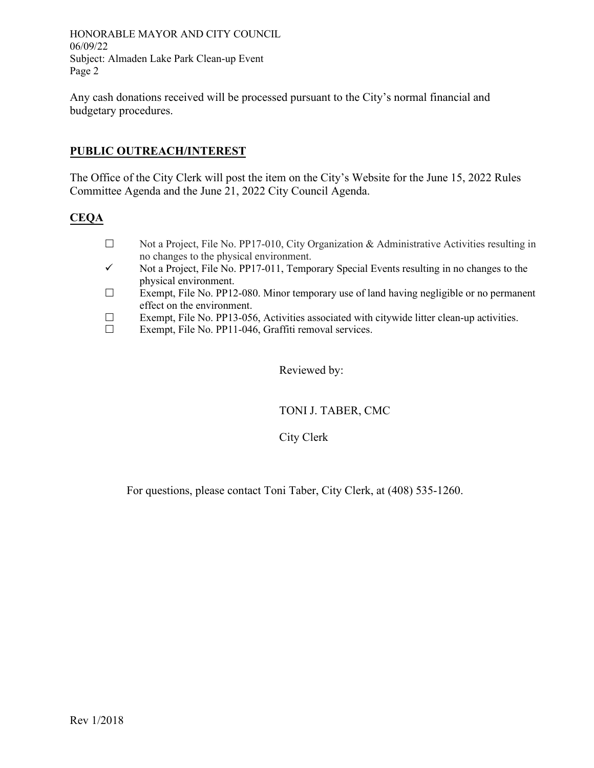Any cash donations received will be processed pursuant to the City's normal financial and budgetary procedures.

## PUBLIC OUTREACH/INTEREST

The Office of the City Clerk will post the item on the City's Website for the June 15, 2022 Rules Committee Agenda and the June 21, 2022 City Council Agenda.

## CEQA

- ☐ Not a Project, File No. PP17-010, City Organization & Administrative Activities resulting in no changes to the physical environment.
- ✓ Not a Project, File No. PP17-011, Temporary Special Events resulting in no changes to the physical environment.
- ☐ Exempt, File No. PP12-080. Minor temporary use of land having negligible or no permanent effect on the environment.
- ☐ Exempt, File No. PP13-056, Activities associated with citywide litter clean-up activities.
- ☐ Exempt, File No. PP11-046, Graffiti removal services.

Reviewed by:

TONI J. TABER, CMC

City Clerk

For questions, please contact Toni Taber, City Clerk, at (408) 535-1260.

Rev 1/2018